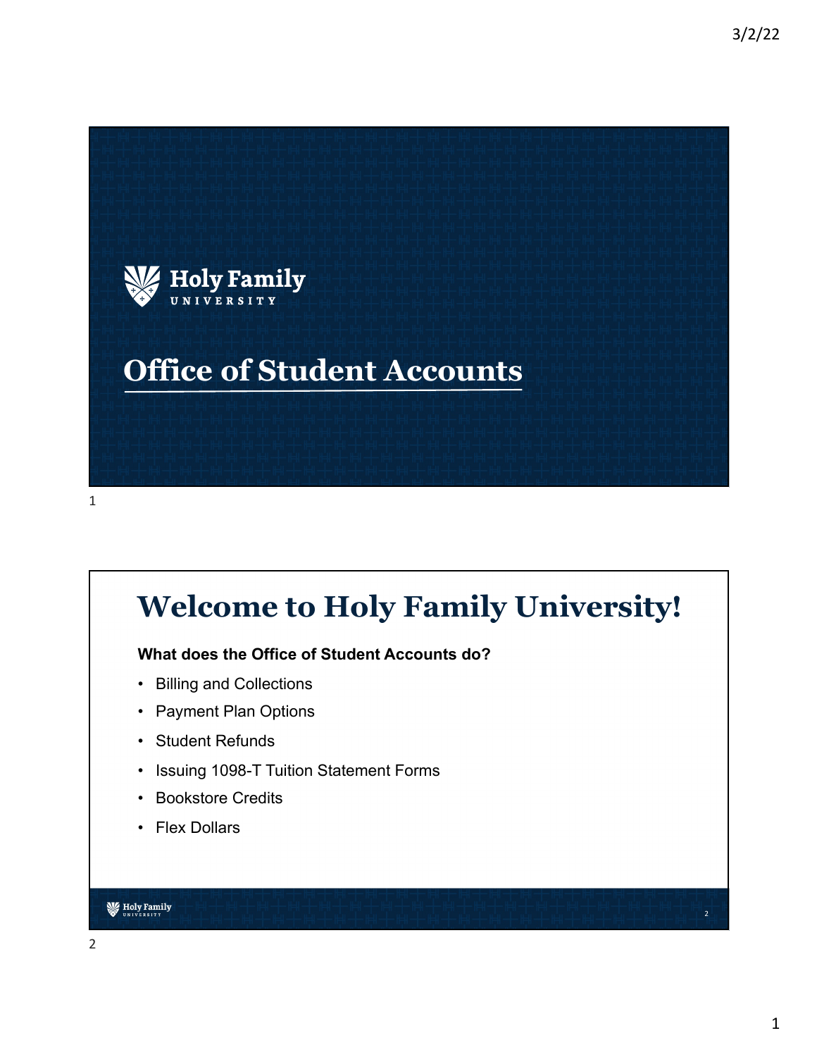Holy Family University

# Office of Student Accounts

## Welcome to Holy Family University!

**What does the Office of Student Accounts do?**

- Billing and Collections
- Payment Plan Options
- Student Refunds
- Issuing 1098-T Tuition Statement Forms
- Bookstore Credits
- Flex Dollars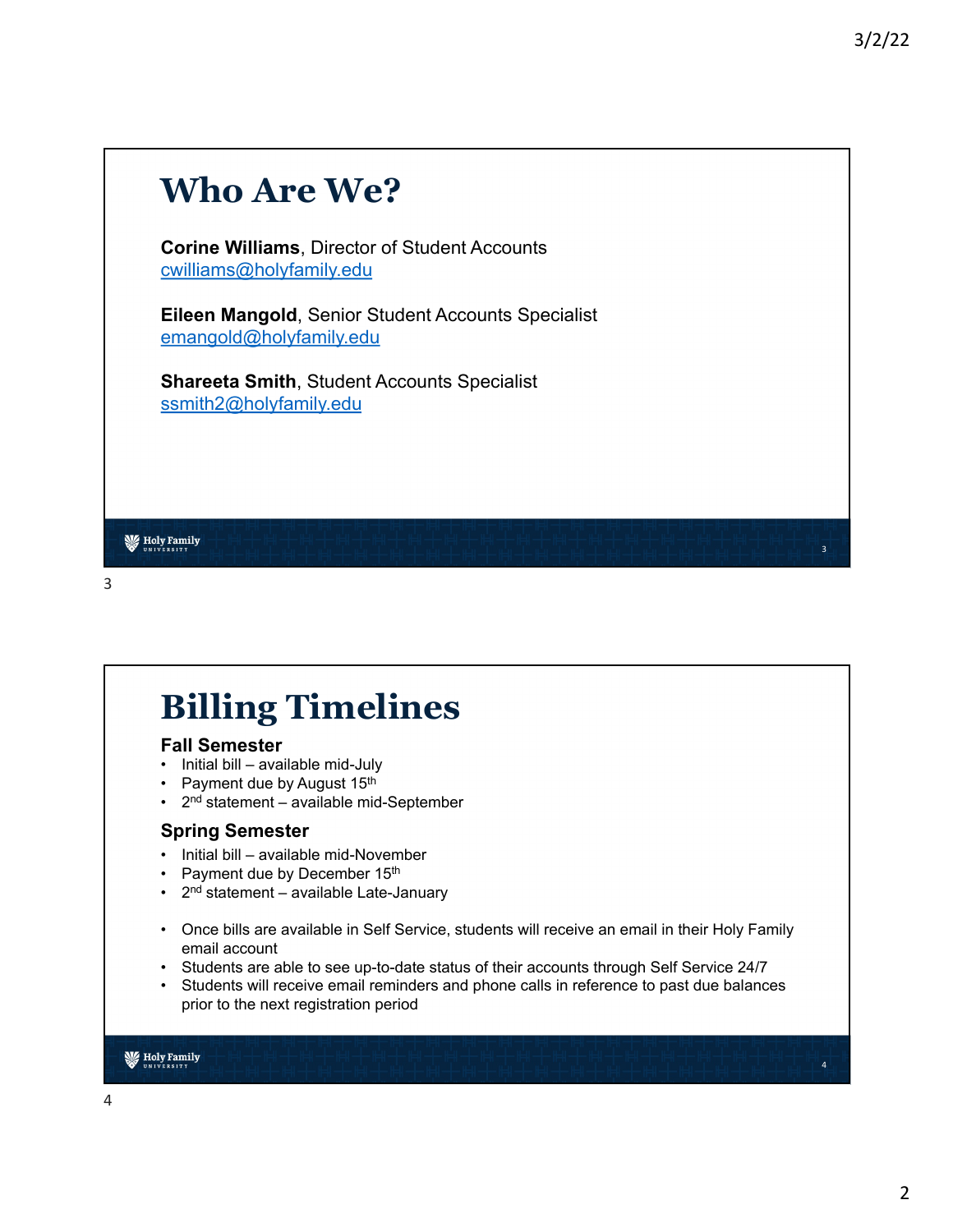# Who Are We?

**Corine Williams**, Director of Student Accounts
cwilliams@holyfamily.edu

**Eileen Mangold**, Senior Student Accounts Specialist
emangold@holyfamily.edu

**Shareeta Smith**, Student Accounts Specialist
ssmith2@holyfamily.edu

# Billing Timelines

### Fall Semester

- Initial bill – available mid-July
- Payment due by August 15th
- 2nd statement – available mid-September

### Spring Semester

- Initial bill – available mid-November
- Payment due by December 15th
- 2nd statement – available Late-January

- Once bills are available in Self Service, students will receive an email in their Holy Family email account
- Students are able to see up-to-date status of their accounts through Self Service 24/7
- Students will receive email reminders and phone calls in reference to past due balances prior to the next registration period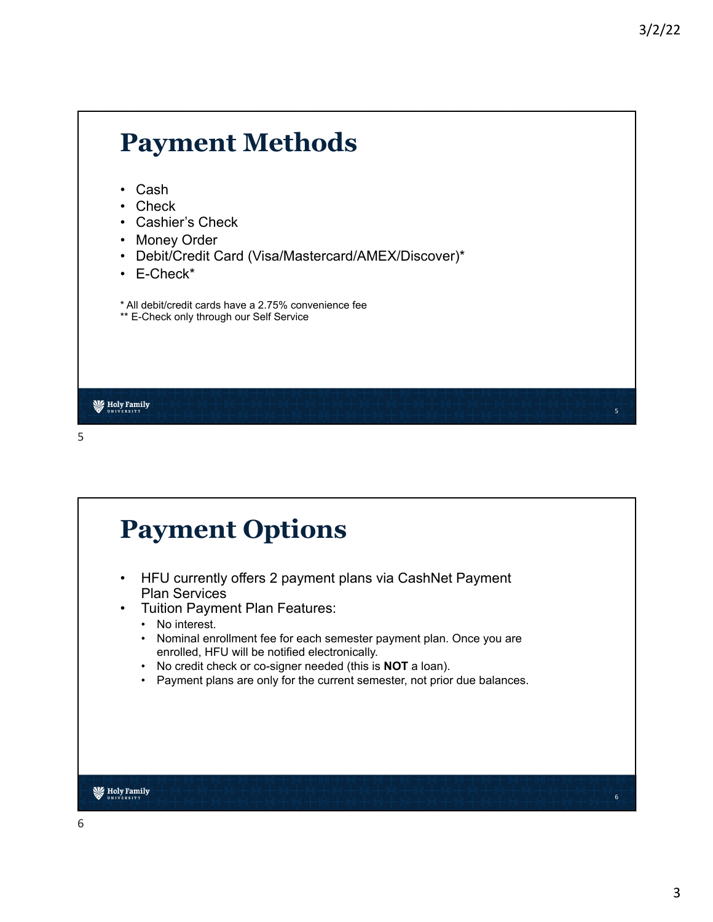## Payment Methods

- Cash
- Check
- Cashier's Check
- Money Order
- Debit/Credit Card (Visa/Mastercard/AMEX/Discover)*
- E-Check*

\* All debit/credit cards have a 2.75% convenience fee
** E-Check only through our Self Service

## Payment Options

- HFU currently offers 2 payment plans via CashNet Payment Plan Services
- Tuition Payment Plan Features:
  - No interest.
  - Nominal enrollment fee for each semester payment plan. Once you are enrolled, HFU will be notified electronically.
  - No credit check or co-signer needed (this is **NOT** a loan).
  - Payment plans are only for the current semester, not prior due balances.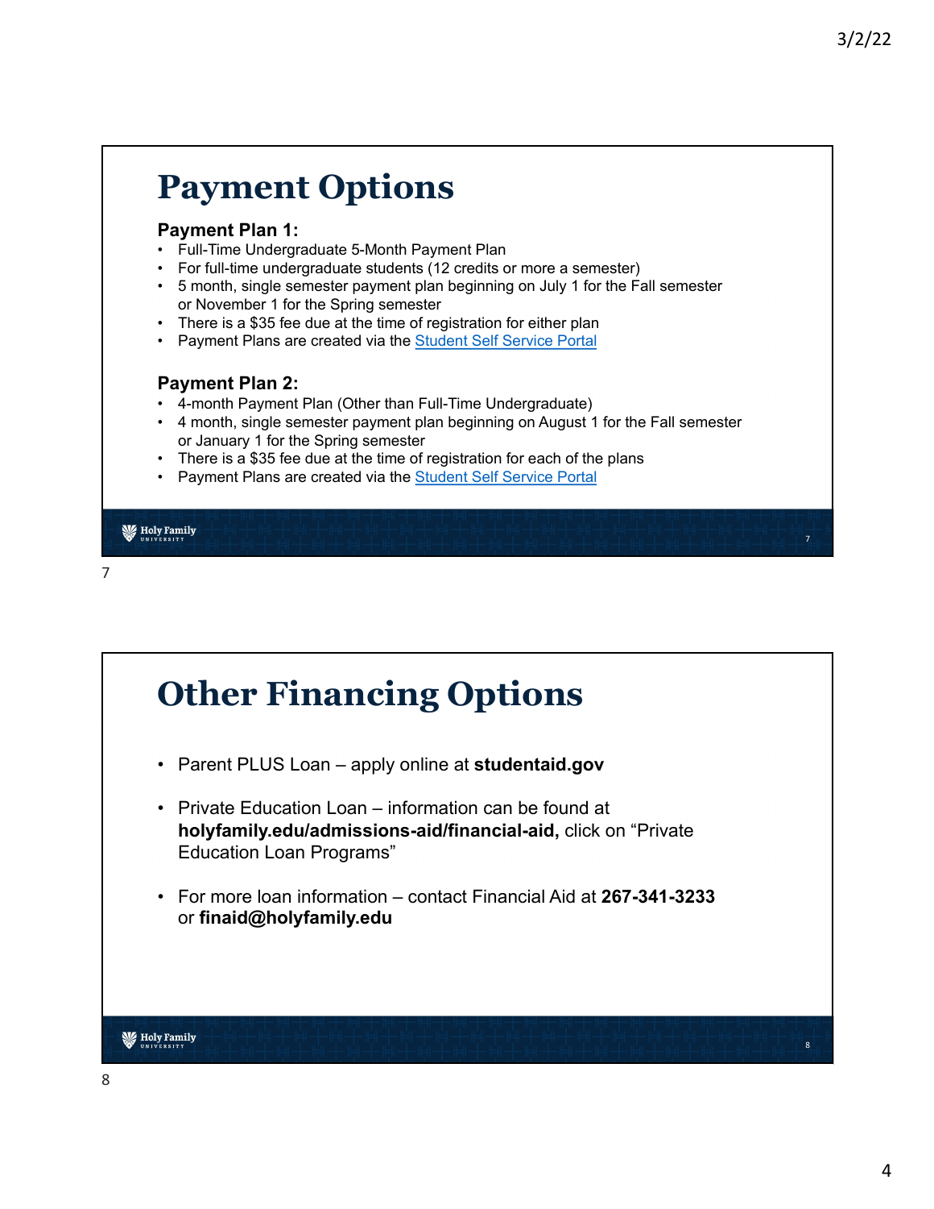# Payment Options

**Payment Plan 1:**

- Full-Time Undergraduate 5-Month Payment Plan
- For full-time undergraduate students (12 credits or more a semester)
- 5 month, single semester payment plan beginning on July 1 for the Fall semester or November 1 for the Spring semester
- There is a $35 fee due at the time of registration for either plan
- Payment Plans are created via the Student Self Service Portal

**Payment Plan 2:**

- 4-month Payment Plan (Other than Full-Time Undergraduate)
- 4 month, single semester payment plan beginning on August 1 for the Fall semester or January 1 for the Spring semester
- There is a $35 fee due at the time of registration for each of the plans
- Payment Plans are created via the Student Self Service Portal

# Other Financing Options

- Parent PLUS Loan – apply online at **studentaid.gov**
- Private Education Loan – information can be found at **holyfamily.edu/admissions-aid/financial-aid,** click on "Private Education Loan Programs"
- For more loan information – contact Financial Aid at **267-341-3233** or **finaid@holyfamily.edu**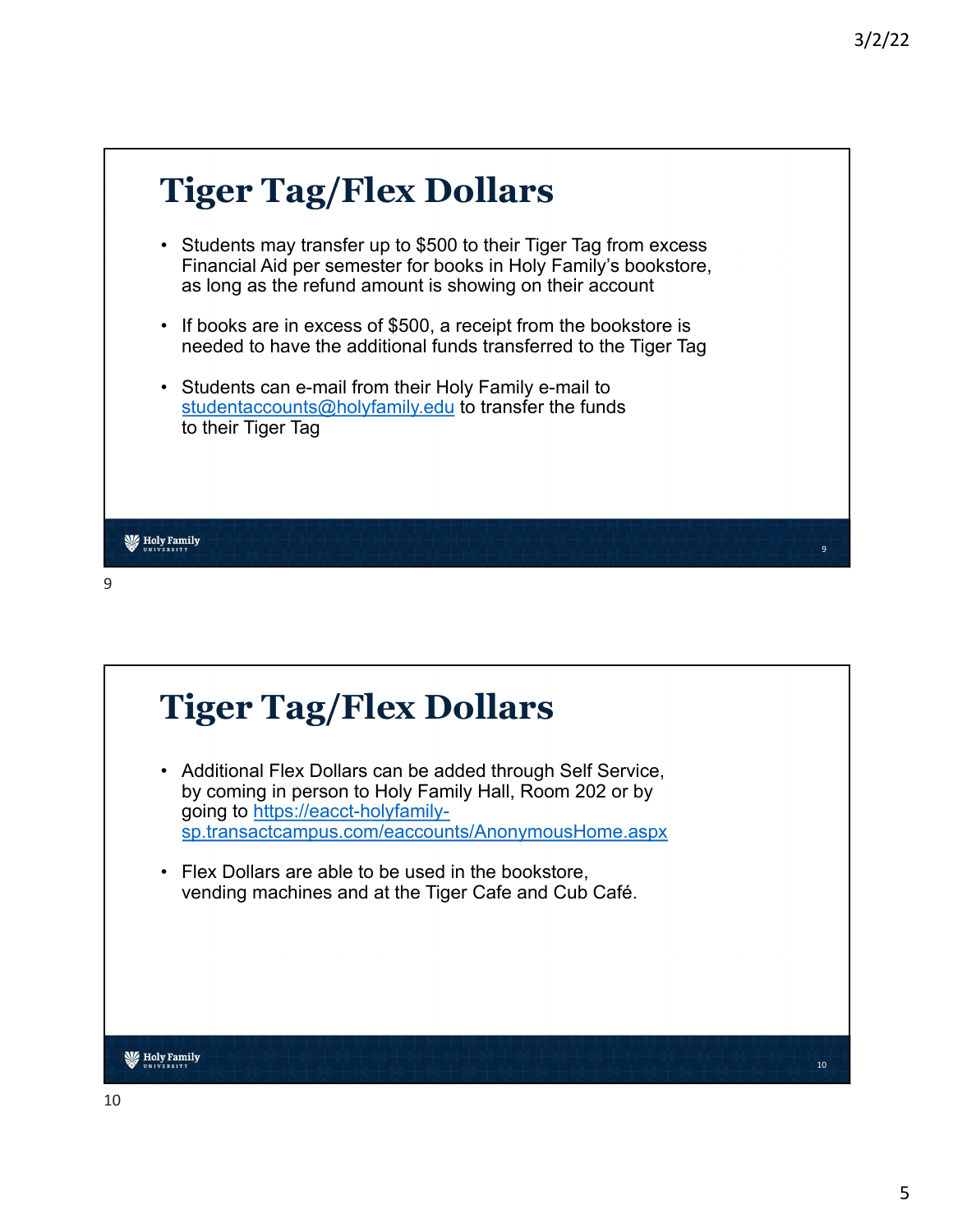## Tiger Tag/Flex Dollars

- Students may transfer up to $500 to their Tiger Tag from excess Financial Aid per semester for books in Holy Family's bookstore, as long as the refund amount is showing on their account
- If books are in excess of $500, a receipt from the bookstore is needed to have the additional funds transferred to the Tiger Tag
- Students can e-mail from their Holy Family e-mail to studentaccounts@holyfamily.edu to transfer the funds to their Tiger Tag

## Tiger Tag/Flex Dollars

- Additional Flex Dollars can be added through Self Service, by coming in person to Holy Family Hall, Room 202 or by going to https://eacct-holyfamily-sp.transactcampus.com/eaccounts/AnonymousHome.aspx
- Flex Dollars are able to be used in the bookstore, vending machines and at the Tiger Cafe and Cub Café.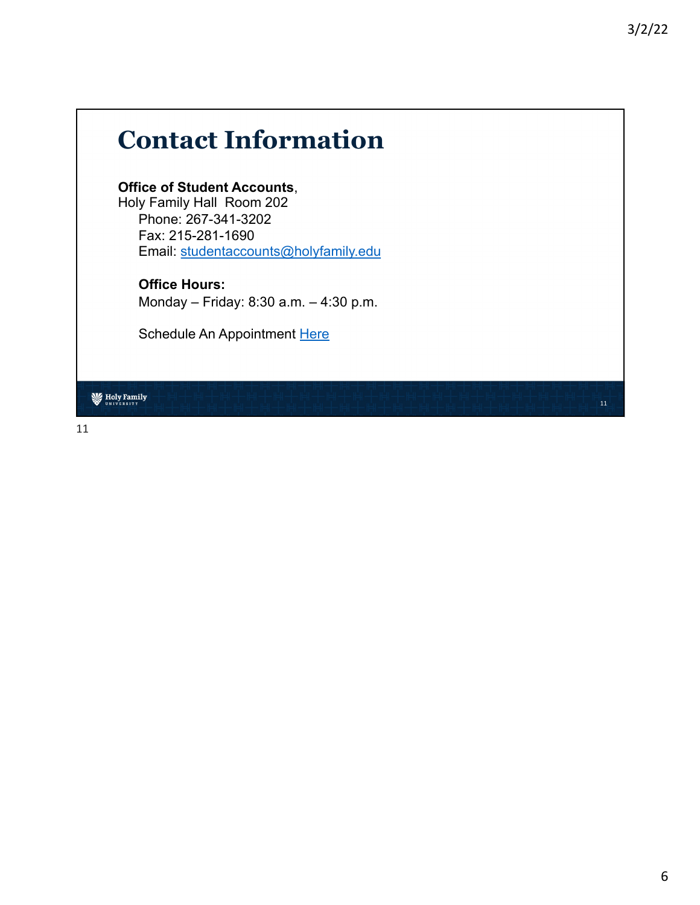# Contact Information

**Office of Student Accounts**,
Holy Family Hall Room 202

Phone: 267-341-3202
Fax: 215-281-1690
Email: studentaccounts@holyfamily.edu

**Office Hours:**
Monday – Friday: 8:30 a.m. – 4:30 p.m.

Schedule An Appointment Here